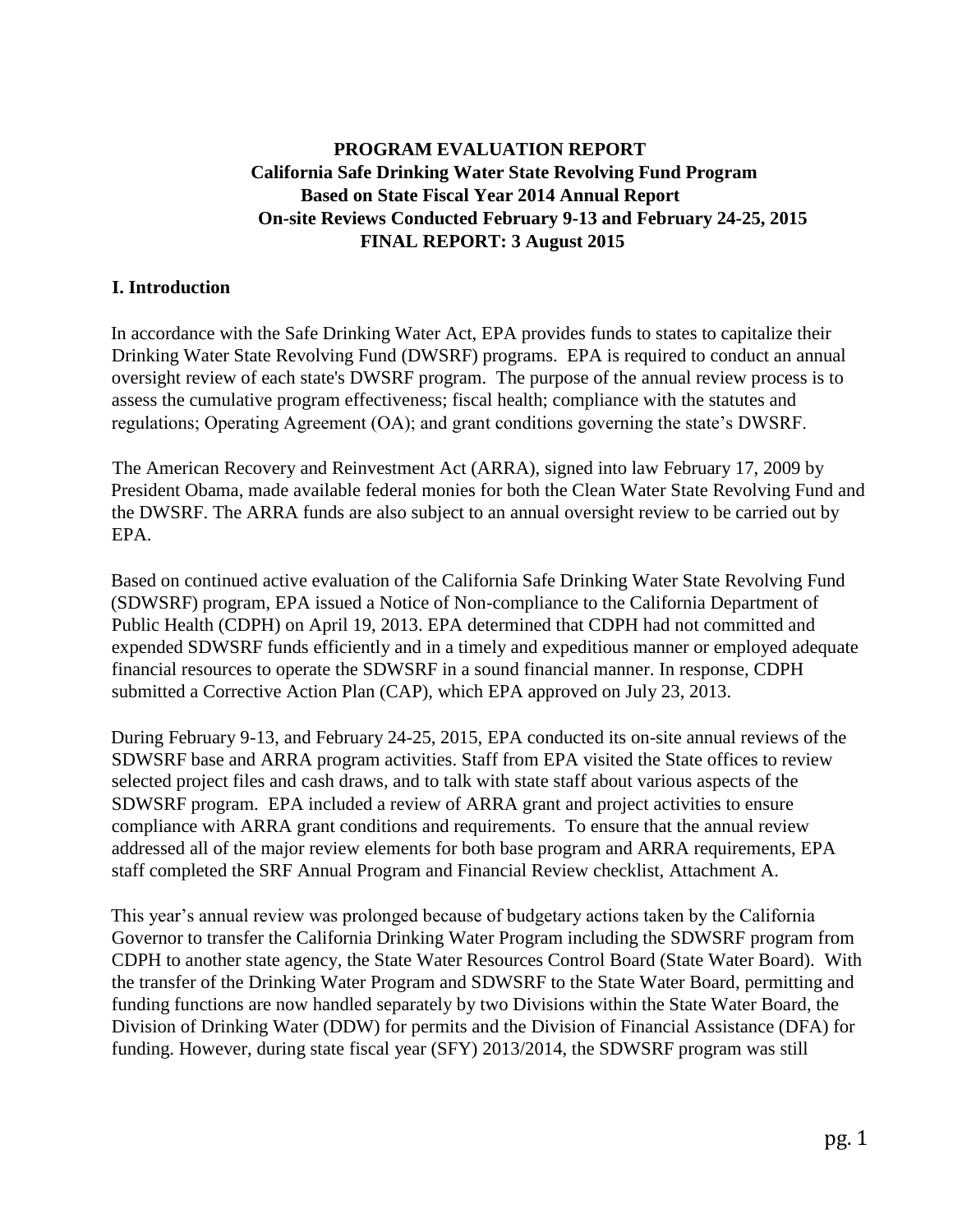# PROGRAM EVALUATION REPORT

## California Safe Drinking Water State Revolving Fund Program

**Based on State Fiscal Year 2014 Annual Report**

**On-site Reviews Conducted February 9-13 and February 24-25, 2015**

**FINAL REPORT: 3 August 2015**

## I. Introduction

In accordance with the Safe Drinking Water Act, EPA provides funds to states to capitalize their Drinking Water State Revolving Fund (DWSRF) programs. EPA is required to conduct an annual oversight review of each state's DWSRF program. The purpose of the annual review process is to assess the cumulative program effectiveness; fiscal health; compliance with the statutes and regulations; Operating Agreement (OA); and grant conditions governing the state's DWSRF.

The American Recovery and Reinvestment Act (ARRA), signed into law February 17, 2009 by President Obama, made available federal monies for both the Clean Water State Revolving Fund and the DWSRF. The ARRA funds are also subject to an annual oversight review to be carried out by EPA.

Based on continued active evaluation of the California Safe Drinking Water State Revolving Fund (SDWSRF) program, EPA issued a Notice of Non-compliance to the California Department of Public Health (CDPH) on April 19, 2013. EPA determined that CDPH had not committed and expended SDWSRF funds efficiently and in a timely and expeditious manner or employed adequate financial resources to operate the SDWSRF in a sound financial manner. In response, CDPH submitted a Corrective Action Plan (CAP), which EPA approved on July 23, 2013.

During February 9-13, and February 24-25, 2015, EPA conducted its on-site annual reviews of the SDWSRF base and ARRA program activities. Staff from EPA visited the State offices to review selected project files and cash draws, and to talk with state staff about various aspects of the SDWSRF program. EPA included a review of ARRA grant and project activities to ensure compliance with ARRA grant conditions and requirements. To ensure that the annual review addressed all of the major review elements for both base program and ARRA requirements, EPA staff completed the SRF Annual Program and Financial Review checklist, Attachment A.

This year's annual review was prolonged because of budgetary actions taken by the California Governor to transfer the California Drinking Water Program including the SDWSRF program from CDPH to another state agency, the State Water Resources Control Board (State Water Board). With the transfer of the Drinking Water Program and SDWSRF to the State Water Board, permitting and funding functions are now handled separately by two Divisions within the State Water Board, the Division of Drinking Water (DDW) for permits and the Division of Financial Assistance (DFA) for funding. However, during state fiscal year (SFY) 2013/2014, the SDWSRF program was still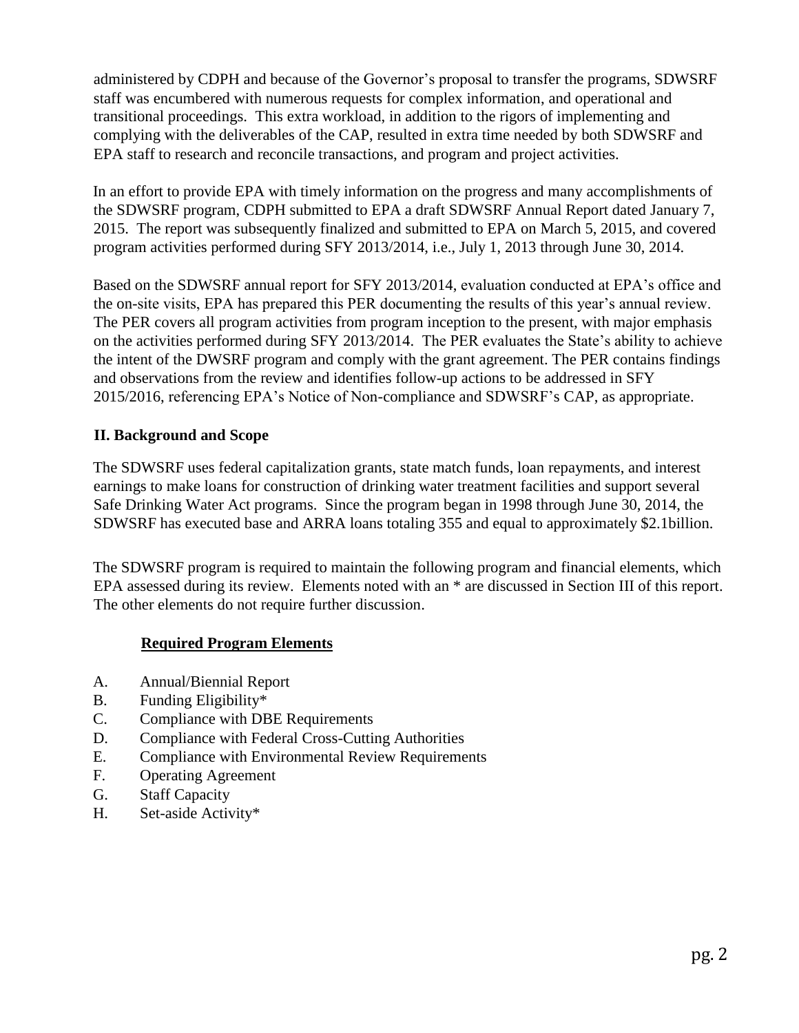administered by CDPH and because of the Governor's proposal to transfer the programs, SDWSRF staff was encumbered with numerous requests for complex information, and operational and transitional proceedings. This extra workload, in addition to the rigors of implementing and complying with the deliverables of the CAP, resulted in extra time needed by both SDWSRF and EPA staff to research and reconcile transactions, and program and project activities.

In an effort to provide EPA with timely information on the progress and many accomplishments of the SDWSRF program, CDPH submitted to EPA a draft SDWSRF Annual Report dated January 7, 2015. The report was subsequently finalized and submitted to EPA on March 5, 2015, and covered program activities performed during SFY 2013/2014, i.e., July 1, 2013 through June 30, 2014.

Based on the SDWSRF annual report for SFY 2013/2014, evaluation conducted at EPA's office and the on-site visits, EPA has prepared this PER documenting the results of this year's annual review. The PER covers all program activities from program inception to the present, with major emphasis on the activities performed during SFY 2013/2014. The PER evaluates the State's ability to achieve the intent of the DWSRF program and comply with the grant agreement. The PER contains findings and observations from the review and identifies follow-up actions to be addressed in SFY 2015/2016, referencing EPA's Notice of Non-compliance and SDWSRF's CAP, as appropriate.

## II. Background and Scope

The SDWSRF uses federal capitalization grants, state match funds, loan repayments, and interest earnings to make loans for construction of drinking water treatment facilities and support several Safe Drinking Water Act programs. Since the program began in 1998 through June 30, 2014, the SDWSRF has executed base and ARRA loans totaling 355 and equal to approximately $2.1billion.

The SDWSRF program is required to maintain the following program and financial elements, which EPA assessed during its review. Elements noted with an * are discussed in Section III of this report. The other elements do not require further discussion.

**Required Program Elements**

A. Annual/Biennial Report
B. Funding Eligibility*
C. Compliance with DBE Requirements
D. Compliance with Federal Cross-Cutting Authorities
E. Compliance with Environmental Review Requirements
F. Operating Agreement
G. Staff Capacity
H. Set-aside Activity*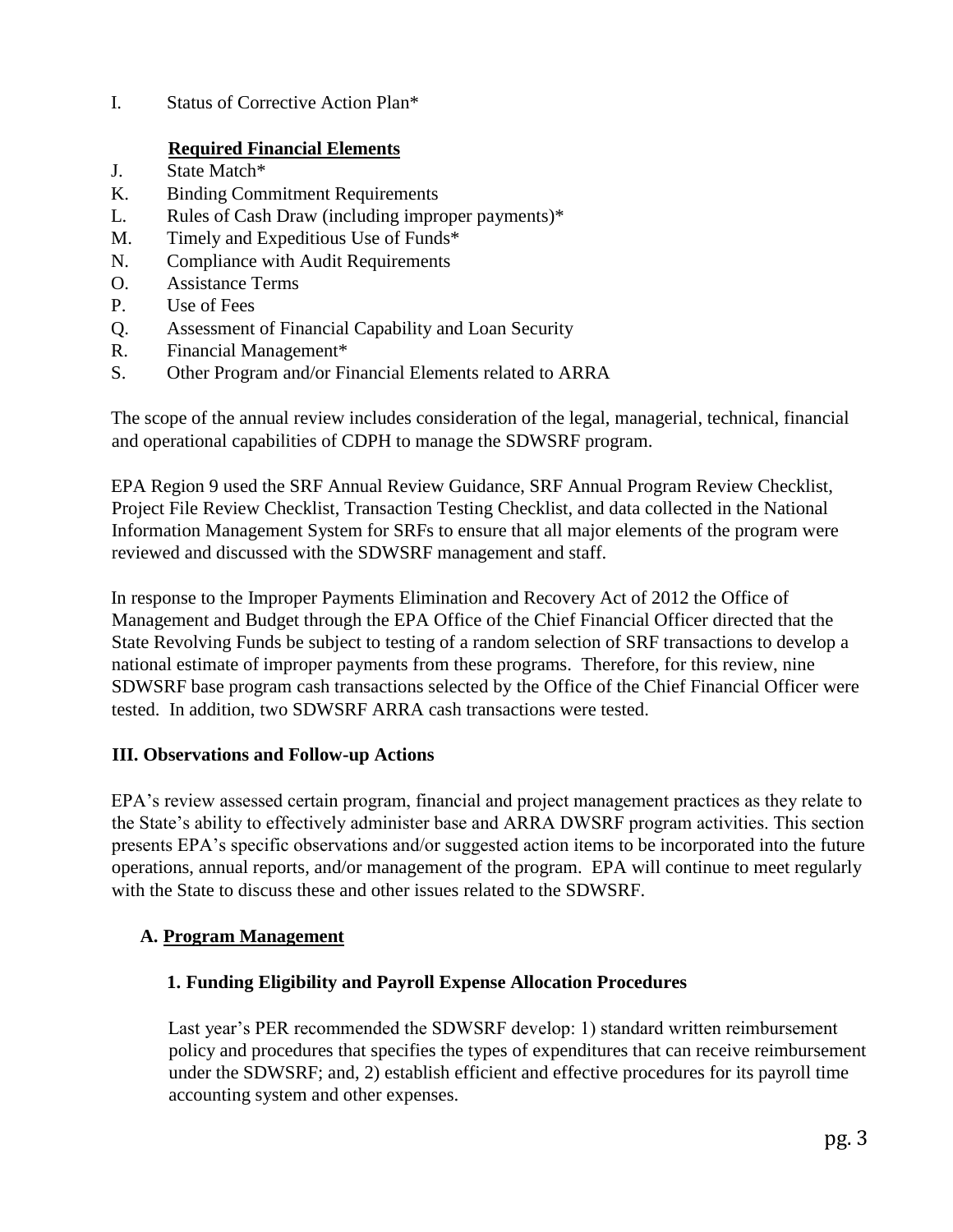I. Status of Corrective Action Plan*

**Required Financial Elements**

J. State Match*
K. Binding Commitment Requirements
L. Rules of Cash Draw (including improper payments)*
M. Timely and Expeditious Use of Funds*
N. Compliance with Audit Requirements
O. Assistance Terms
P. Use of Fees
Q. Assessment of Financial Capability and Loan Security
R. Financial Management*
S. Other Program and/or Financial Elements related to ARRA

The scope of the annual review includes consideration of the legal, managerial, technical, financial and operational capabilities of CDPH to manage the SDWSRF program.

EPA Region 9 used the SRF Annual Review Guidance, SRF Annual Program Review Checklist, Project File Review Checklist, Transaction Testing Checklist, and data collected in the National Information Management System for SRFs to ensure that all major elements of the program were reviewed and discussed with the SDWSRF management and staff.

In response to the Improper Payments Elimination and Recovery Act of 2012 the Office of Management and Budget through the EPA Office of the Chief Financial Officer directed that the State Revolving Funds be subject to testing of a random selection of SRF transactions to develop a national estimate of improper payments from these programs. Therefore, for this review, nine SDWSRF base program cash transactions selected by the Office of the Chief Financial Officer were tested. In addition, two SDWSRF ARRA cash transactions were tested.

## III. Observations and Follow-up Actions

EPA's review assessed certain program, financial and project management practices as they relate to the State's ability to effectively administer base and ARRA DWSRF program activities. This section presents EPA's specific observations and/or suggested action items to be incorporated into the future operations, annual reports, and/or management of the program. EPA will continue to meet regularly with the State to discuss these and other issues related to the SDWSRF.

### A. Program Management

#### 1. Funding Eligibility and Payroll Expense Allocation Procedures

Last year's PER recommended the SDWSRF develop: 1) standard written reimbursement policy and procedures that specifies the types of expenditures that can receive reimbursement under the SDWSRF; and, 2) establish efficient and effective procedures for its payroll time accounting system and other expenses.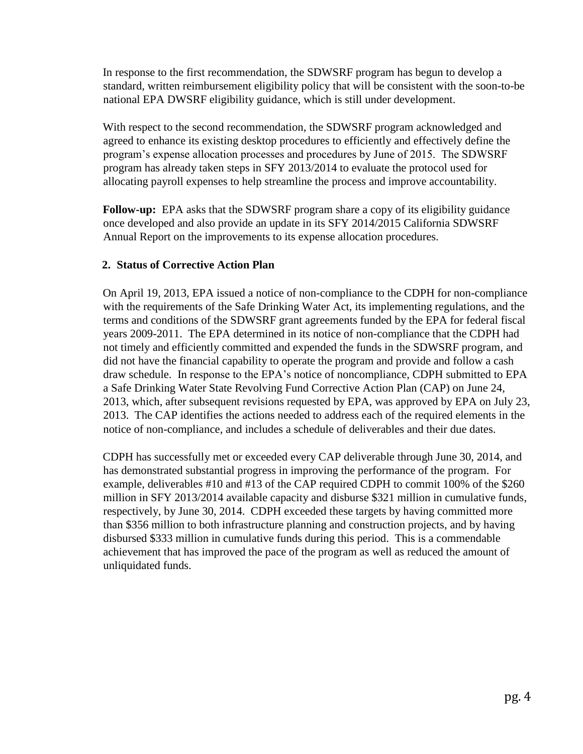In response to the first recommendation, the SDWSRF program has begun to develop a standard, written reimbursement eligibility policy that will be consistent with the soon-to-be national EPA DWSRF eligibility guidance, which is still under development.

With respect to the second recommendation, the SDWSRF program acknowledged and agreed to enhance its existing desktop procedures to efficiently and effectively define the program's expense allocation processes and procedures by June of 2015. The SDWSRF program has already taken steps in SFY 2013/2014 to evaluate the protocol used for allocating payroll expenses to help streamline the process and improve accountability.

**Follow-up:** EPA asks that the SDWSRF program share a copy of its eligibility guidance once developed and also provide an update in its SFY 2014/2015 California SDWSRF Annual Report on the improvements to its expense allocation procedures.

## 2. Status of Corrective Action Plan

On April 19, 2013, EPA issued a notice of non-compliance to the CDPH for non-compliance with the requirements of the Safe Drinking Water Act, its implementing regulations, and the terms and conditions of the SDWSRF grant agreements funded by the EPA for federal fiscal years 2009-2011. The EPA determined in its notice of non-compliance that the CDPH had not timely and efficiently committed and expended the funds in the SDWSRF program, and did not have the financial capability to operate the program and provide and follow a cash draw schedule. In response to the EPA's notice of noncompliance, CDPH submitted to EPA a Safe Drinking Water State Revolving Fund Corrective Action Plan (CAP) on June 24, 2013, which, after subsequent revisions requested by EPA, was approved by EPA on July 23, 2013. The CAP identifies the actions needed to address each of the required elements in the notice of non-compliance, and includes a schedule of deliverables and their due dates.

CDPH has successfully met or exceeded every CAP deliverable through June 30, 2014, and has demonstrated substantial progress in improving the performance of the program. For example, deliverables #10 and #13 of the CAP required CDPH to commit 100% of the $260 million in SFY 2013/2014 available capacity and disburse $321 million in cumulative funds, respectively, by June 30, 2014. CDPH exceeded these targets by having committed more than $356 million to both infrastructure planning and construction projects, and by having disbursed $333 million in cumulative funds during this period. This is a commendable achievement that has improved the pace of the program as well as reduced the amount of unliquidated funds.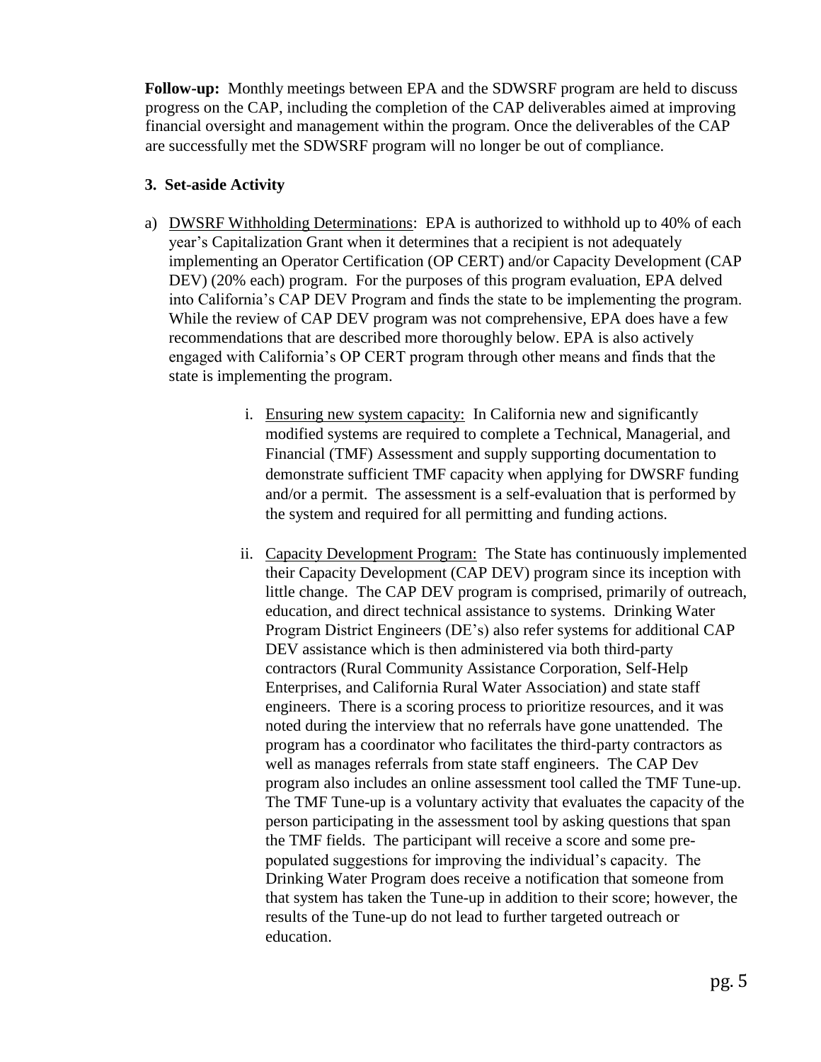**Follow-up:** Monthly meetings between EPA and the SDWSRF program are held to discuss progress on the CAP, including the completion of the CAP deliverables aimed at improving financial oversight and management within the program. Once the deliverables of the CAP are successfully met the SDWSRF program will no longer be out of compliance.

**3. Set-aside Activity**

a) DWSRF Withholding Determinations: EPA is authorized to withhold up to 40% of each year's Capitalization Grant when it determines that a recipient is not adequately implementing an Operator Certification (OP CERT) and/or Capacity Development (CAP DEV) (20% each) program. For the purposes of this program evaluation, EPA delved into California's CAP DEV Program and finds the state to be implementing the program. While the review of CAP DEV program was not comprehensive, EPA does have a few recommendations that are described more thoroughly below. EPA is also actively engaged with California's OP CERT program through other means and finds that the state is implementing the program.

   i. Ensuring new system capacity: In California new and significantly modified systems are required to complete a Technical, Managerial, and Financial (TMF) Assessment and supply supporting documentation to demonstrate sufficient TMF capacity when applying for DWSRF funding and/or a permit. The assessment is a self-evaluation that is performed by the system and required for all permitting and funding actions.

   ii. Capacity Development Program: The State has continuously implemented their Capacity Development (CAP DEV) program since its inception with little change. The CAP DEV program is comprised, primarily of outreach, education, and direct technical assistance to systems. Drinking Water Program District Engineers (DE's) also refer systems for additional CAP DEV assistance which is then administered via both third-party contractors (Rural Community Assistance Corporation, Self-Help Enterprises, and California Rural Water Association) and state staff engineers. There is a scoring process to prioritize resources, and it was noted during the interview that no referrals have gone unattended. The program has a coordinator who facilitates the third-party contractors as well as manages referrals from state staff engineers. The CAP Dev program also includes an online assessment tool called the TMF Tune-up. The TMF Tune-up is a voluntary activity that evaluates the capacity of the person participating in the assessment tool by asking questions that span the TMF fields. The participant will receive a score and some pre-populated suggestions for improving the individual's capacity. The Drinking Water Program does receive a notification that someone from that system has taken the Tune-up in addition to their score; however, the results of the Tune-up do not lead to further targeted outreach or education.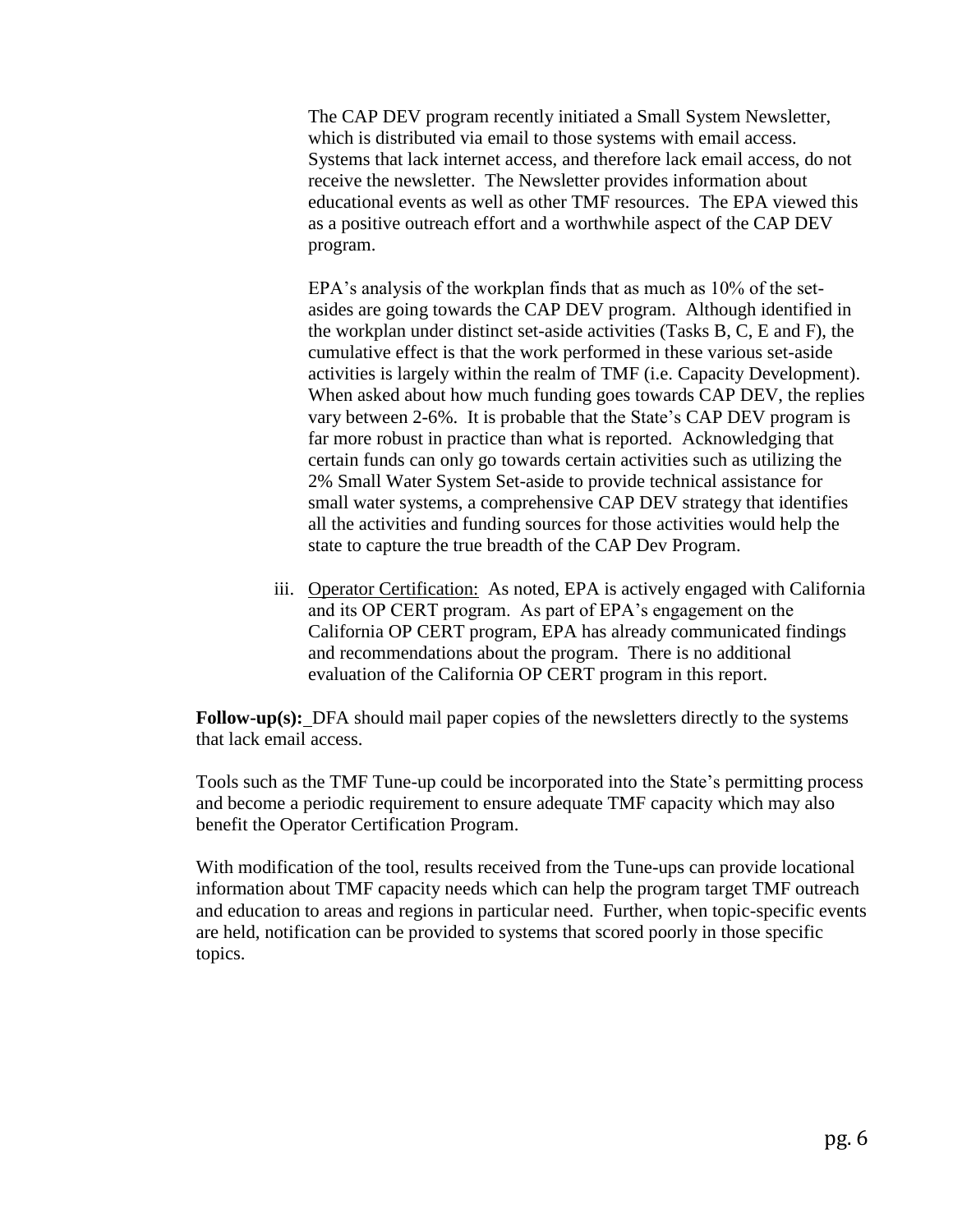The CAP DEV program recently initiated a Small System Newsletter, which is distributed via email to those systems with email access. Systems that lack internet access, and therefore lack email access, do not receive the newsletter. The Newsletter provides information about educational events as well as other TMF resources. The EPA viewed this as a positive outreach effort and a worthwhile aspect of the CAP DEV program.

EPA's analysis of the workplan finds that as much as 10% of the set-asides are going towards the CAP DEV program. Although identified in the workplan under distinct set-aside activities (Tasks B, C, E and F), the cumulative effect is that the work performed in these various set-aside activities is largely within the realm of TMF (i.e. Capacity Development). When asked about how much funding goes towards CAP DEV, the replies vary between 2-6%. It is probable that the State's CAP DEV program is far more robust in practice than what is reported. Acknowledging that certain funds can only go towards certain activities such as utilizing the 2% Small Water System Set-aside to provide technical assistance for small water systems, a comprehensive CAP DEV strategy that identifies all the activities and funding sources for those activities would help the state to capture the true breadth of the CAP Dev Program.

iii. Operator Certification: As noted, EPA is actively engaged with California and its OP CERT program. As part of EPA's engagement on the California OP CERT program, EPA has already communicated findings and recommendations about the program. There is no additional evaluation of the California OP CERT program in this report.

**Follow-up(s):** DFA should mail paper copies of the newsletters directly to the systems that lack email access.

Tools such as the TMF Tune-up could be incorporated into the State's permitting process and become a periodic requirement to ensure adequate TMF capacity which may also benefit the Operator Certification Program.

With modification of the tool, results received from the Tune-ups can provide locational information about TMF capacity needs which can help the program target TMF outreach and education to areas and regions in particular need. Further, when topic-specific events are held, notification can be provided to systems that scored poorly in those specific topics.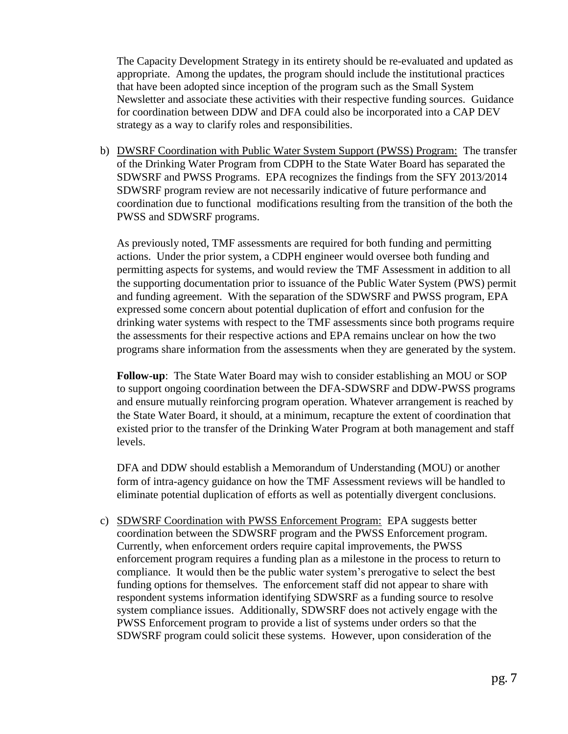The Capacity Development Strategy in its entirety should be re-evaluated and updated as appropriate. Among the updates, the program should include the institutional practices that have been adopted since inception of the program such as the Small System Newsletter and associate these activities with their respective funding sources. Guidance for coordination between DDW and DFA could also be incorporated into a CAP DEV strategy as a way to clarify roles and responsibilities.

b) DWSRF Coordination with Public Water System Support (PWSS) Program: The transfer of the Drinking Water Program from CDPH to the State Water Board has separated the SDWSRF and PWSS Programs. EPA recognizes the findings from the SFY 2013/2014 SDWSRF program review are not necessarily indicative of future performance and coordination due to functional modifications resulting from the transition of the both the PWSS and SDWSRF programs.

   As previously noted, TMF assessments are required for both funding and permitting actions. Under the prior system, a CDPH engineer would oversee both funding and permitting aspects for systems, and would review the TMF Assessment in addition to all the supporting documentation prior to issuance of the Public Water System (PWS) permit and funding agreement. With the separation of the SDWSRF and PWSS program, EPA expressed some concern about potential duplication of effort and confusion for the drinking water systems with respect to the TMF assessments since both programs require the assessments for their respective actions and EPA remains unclear on how the two programs share information from the assessments when they are generated by the system.

   **Follow-up**: The State Water Board may wish to consider establishing an MOU or SOP to support ongoing coordination between the DFA-SDWSRF and DDW-PWSS programs and ensure mutually reinforcing program operation. Whatever arrangement is reached by the State Water Board, it should, at a minimum, recapture the extent of coordination that existed prior to the transfer of the Drinking Water Program at both management and staff levels.

   DFA and DDW should establish a Memorandum of Understanding (MOU) or another form of intra-agency guidance on how the TMF Assessment reviews will be handled to eliminate potential duplication of efforts as well as potentially divergent conclusions.

c) SDWSRF Coordination with PWSS Enforcement Program: EPA suggests better coordination between the SDWSRF program and the PWSS Enforcement program. Currently, when enforcement orders require capital improvements, the PWSS enforcement program requires a funding plan as a milestone in the process to return to compliance. It would then be the public water system's prerogative to select the best funding options for themselves. The enforcement staff did not appear to share with respondent systems information identifying SDWSRF as a funding source to resolve system compliance issues. Additionally, SDWSRF does not actively engage with the PWSS Enforcement program to provide a list of systems under orders so that the SDWSRF program could solicit these systems. However, upon consideration of the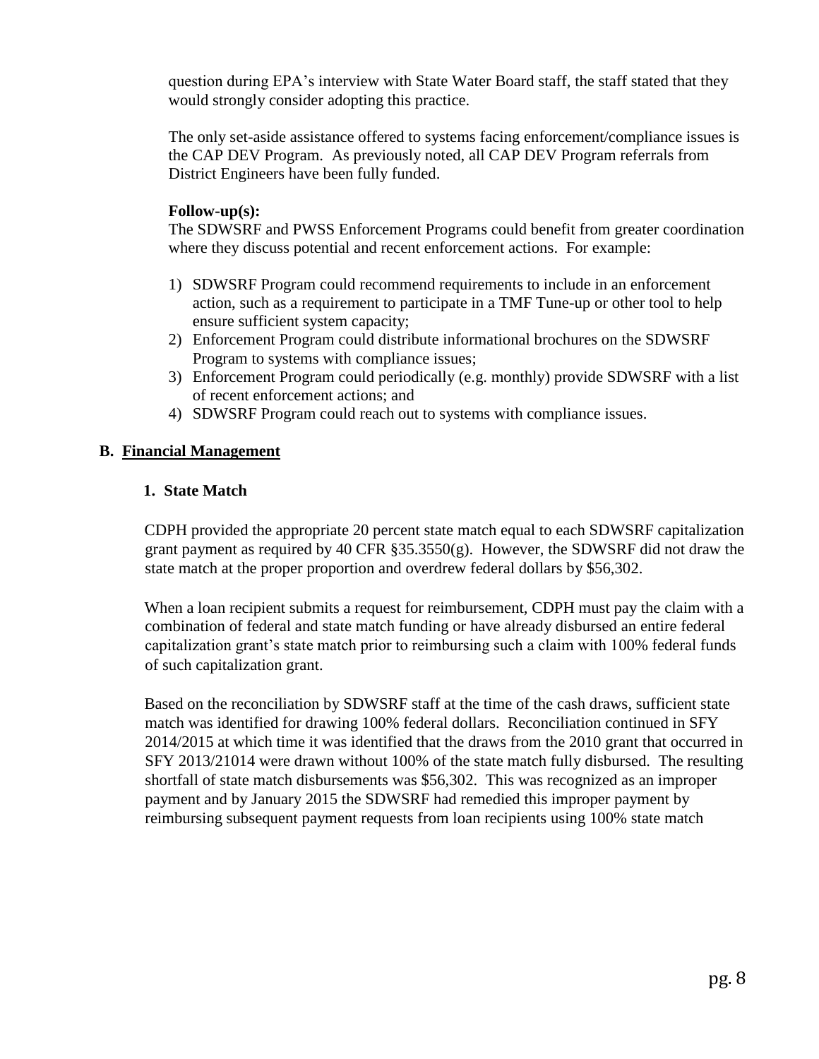question during EPA's interview with State Water Board staff, the staff stated that they would strongly consider adopting this practice.

The only set-aside assistance offered to systems facing enforcement/compliance issues is the CAP DEV Program. As previously noted, all CAP DEV Program referrals from District Engineers have been fully funded.

**Follow-up(s):**
The SDWSRF and PWSS Enforcement Programs could benefit from greater coordination where they discuss potential and recent enforcement actions. For example:

1) SDWSRF Program could recommend requirements to include in an enforcement action, such as a requirement to participate in a TMF Tune-up or other tool to help ensure sufficient system capacity;
2) Enforcement Program could distribute informational brochures on the SDWSRF Program to systems with compliance issues;
3) Enforcement Program could periodically (e.g. monthly) provide SDWSRF with a list of recent enforcement actions; and
4) SDWSRF Program could reach out to systems with compliance issues.

## B. Financial Management

### 1. State Match

CDPH provided the appropriate 20 percent state match equal to each SDWSRF capitalization grant payment as required by 40 CFR §35.3550(g). However, the SDWSRF did not draw the state match at the proper proportion and overdrew federal dollars by $56,302.

When a loan recipient submits a request for reimbursement, CDPH must pay the claim with a combination of federal and state match funding or have already disbursed an entire federal capitalization grant's state match prior to reimbursing such a claim with 100% federal funds of such capitalization grant.

Based on the reconciliation by SDWSRF staff at the time of the cash draws, sufficient state match was identified for drawing 100% federal dollars. Reconciliation continued in SFY 2014/2015 at which time it was identified that the draws from the 2010 grant that occurred in SFY 2013/21014 were drawn without 100% of the state match fully disbursed. The resulting shortfall of state match disbursements was $56,302. This was recognized as an improper payment and by January 2015 the SDWSRF had remedied this improper payment by reimbursing subsequent payment requests from loan recipients using 100% state match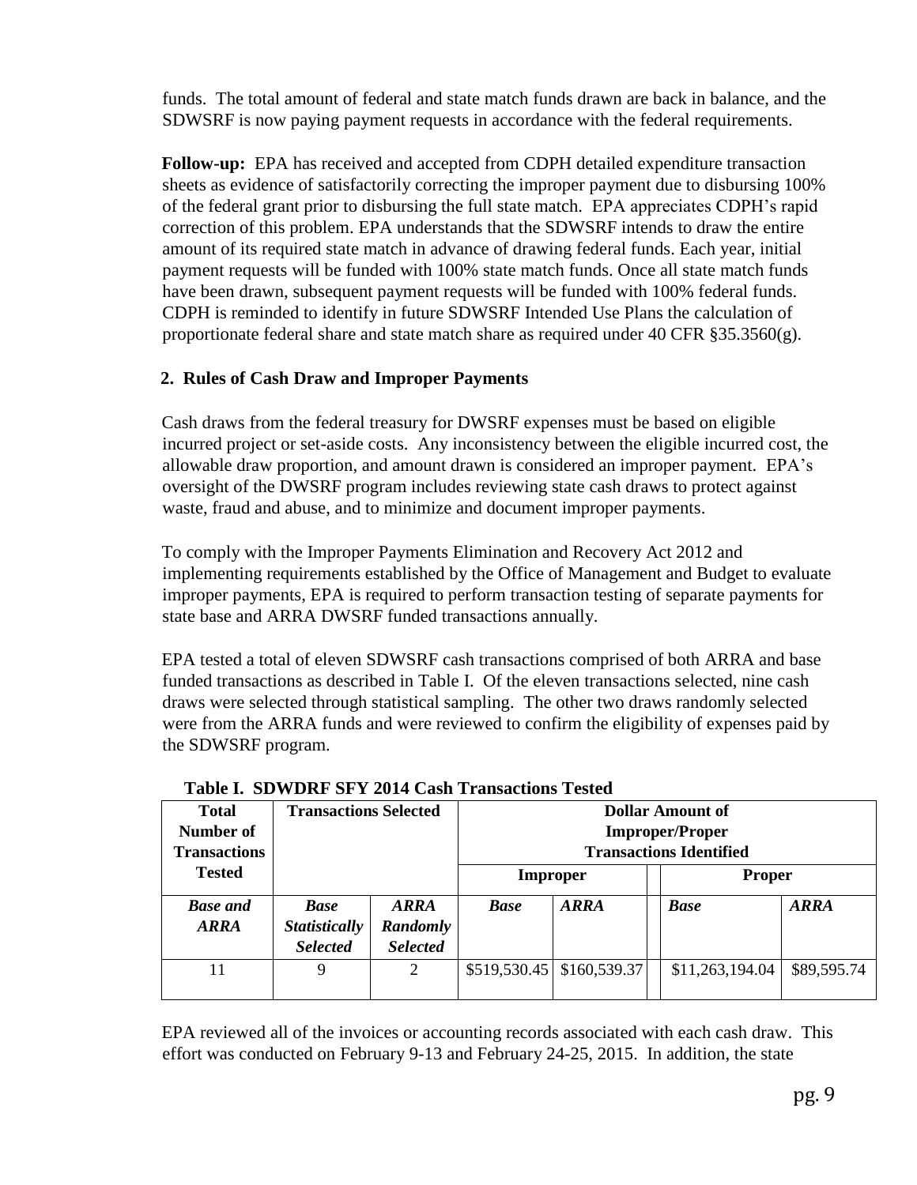funds. The total amount of federal and state match funds drawn are back in balance, and the SDWSRF is now paying payment requests in accordance with the federal requirements.

**Follow-up:** EPA has received and accepted from CDPH detailed expenditure transaction sheets as evidence of satisfactorily correcting the improper payment due to disbursing 100% of the federal grant prior to disbursing the full state match. EPA appreciates CDPH's rapid correction of this problem. EPA understands that the SDWSRF intends to draw the entire amount of its required state match in advance of drawing federal funds. Each year, initial payment requests will be funded with 100% state match funds. Once all state match funds have been drawn, subsequent payment requests will be funded with 100% federal funds. CDPH is reminded to identify in future SDWSRF Intended Use Plans the calculation of proportionate federal share and state match share as required under 40 CFR §35.3560(g).

### 2. Rules of Cash Draw and Improper Payments

Cash draws from the federal treasury for DWSRF expenses must be based on eligible incurred project or set-aside costs. Any inconsistency between the eligible incurred cost, the allowable draw proportion, and amount drawn is considered an improper payment. EPA's oversight of the DWSRF program includes reviewing state cash draws to protect against waste, fraud and abuse, and to minimize and document improper payments.

To comply with the Improper Payments Elimination and Recovery Act 2012 and implementing requirements established by the Office of Management and Budget to evaluate improper payments, EPA is required to perform transaction testing of separate payments for state base and ARRA DWSRF funded transactions annually.

EPA tested a total of eleven SDWSRF cash transactions comprised of both ARRA and base funded transactions as described in Table I. Of the eleven transactions selected, nine cash draws were selected through statistical sampling. The other two draws randomly selected were from the ARRA funds and were reviewed to confirm the eligibility of expenses paid by the SDWSRF program.

**Table I. SDWDRF SFY 2014 Cash Transactions Tested**

| Total Number of Transactions Tested | Transactions Selected | | Dollar Amount of Improper/Proper Transactions Identified | | | |
|---|---|---|---|---|---|---|
| | | | Improper | | Proper | |
| ***Base and ARRA*** | ***Base Statistically Selected*** | ***ARRA Randomly Selected*** | ***Base*** | ***ARRA*** | ***Base*** | ***ARRA*** |
| 11 | 9 | 2 | $519,530.45 | $160,539.37 | $11,263,194.04 | $89,595.74 |

EPA reviewed all of the invoices or accounting records associated with each cash draw. This effort was conducted on February 9-13 and February 24-25, 2015. In addition, the state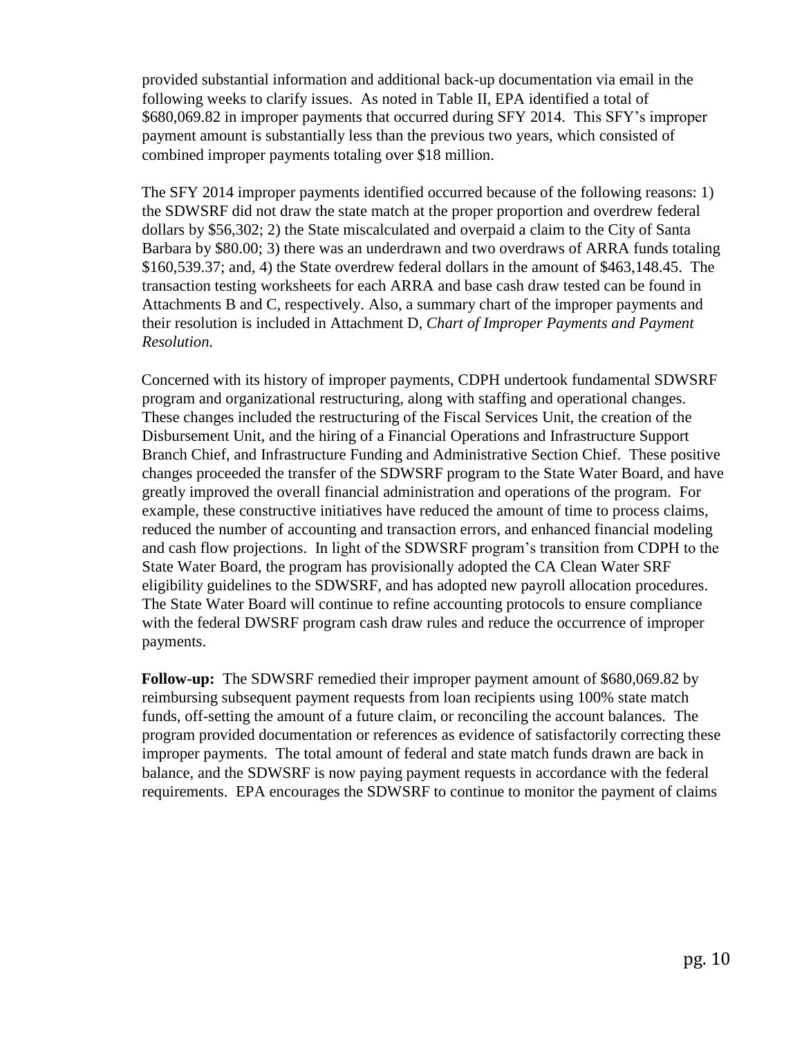provided substantial information and additional back-up documentation via email in the following weeks to clarify issues. As noted in Table II, EPA identified a total of $680,069.82 in improper payments that occurred during SFY 2014. This SFY's improper payment amount is substantially less than the previous two years, which consisted of combined improper payments totaling over $18 million.

The SFY 2014 improper payments identified occurred because of the following reasons: 1) the SDWSRF did not draw the state match at the proper proportion and overdrew federal dollars by $56,302; 2) the State miscalculated and overpaid a claim to the City of Santa Barbara by $80.00; 3) there was an underdrawn and two overdraws of ARRA funds totaling $160,539.37; and, 4) the State overdrew federal dollars in the amount of $463,148.45. The transaction testing worksheets for each ARRA and base cash draw tested can be found in Attachments B and C, respectively. Also, a summary chart of the improper payments and their resolution is included in Attachment D, *Chart of Improper Payments and Payment Resolution.*

Concerned with its history of improper payments, CDPH undertook fundamental SDWSRF program and organizational restructuring, along with staffing and operational changes. These changes included the restructuring of the Fiscal Services Unit, the creation of the Disbursement Unit, and the hiring of a Financial Operations and Infrastructure Support Branch Chief, and Infrastructure Funding and Administrative Section Chief. These positive changes proceeded the transfer of the SDWSRF program to the State Water Board, and have greatly improved the overall financial administration and operations of the program. For example, these constructive initiatives have reduced the amount of time to process claims, reduced the number of accounting and transaction errors, and enhanced financial modeling and cash flow projections. In light of the SDWSRF program's transition from CDPH to the State Water Board, the program has provisionally adopted the CA Clean Water SRF eligibility guidelines to the SDWSRF, and has adopted new payroll allocation procedures. The State Water Board will continue to refine accounting protocols to ensure compliance with the federal DWSRF program cash draw rules and reduce the occurrence of improper payments.

**Follow-up:** The SDWSRF remedied their improper payment amount of $680,069.82 by reimbursing subsequent payment requests from loan recipients using 100% state match funds, off-setting the amount of a future claim, or reconciling the account balances. The program provided documentation or references as evidence of satisfactorily correcting these improper payments. The total amount of federal and state match funds drawn are back in balance, and the SDWSRF is now paying payment requests in accordance with the federal requirements. EPA encourages the SDWSRF to continue to monitor the payment of claims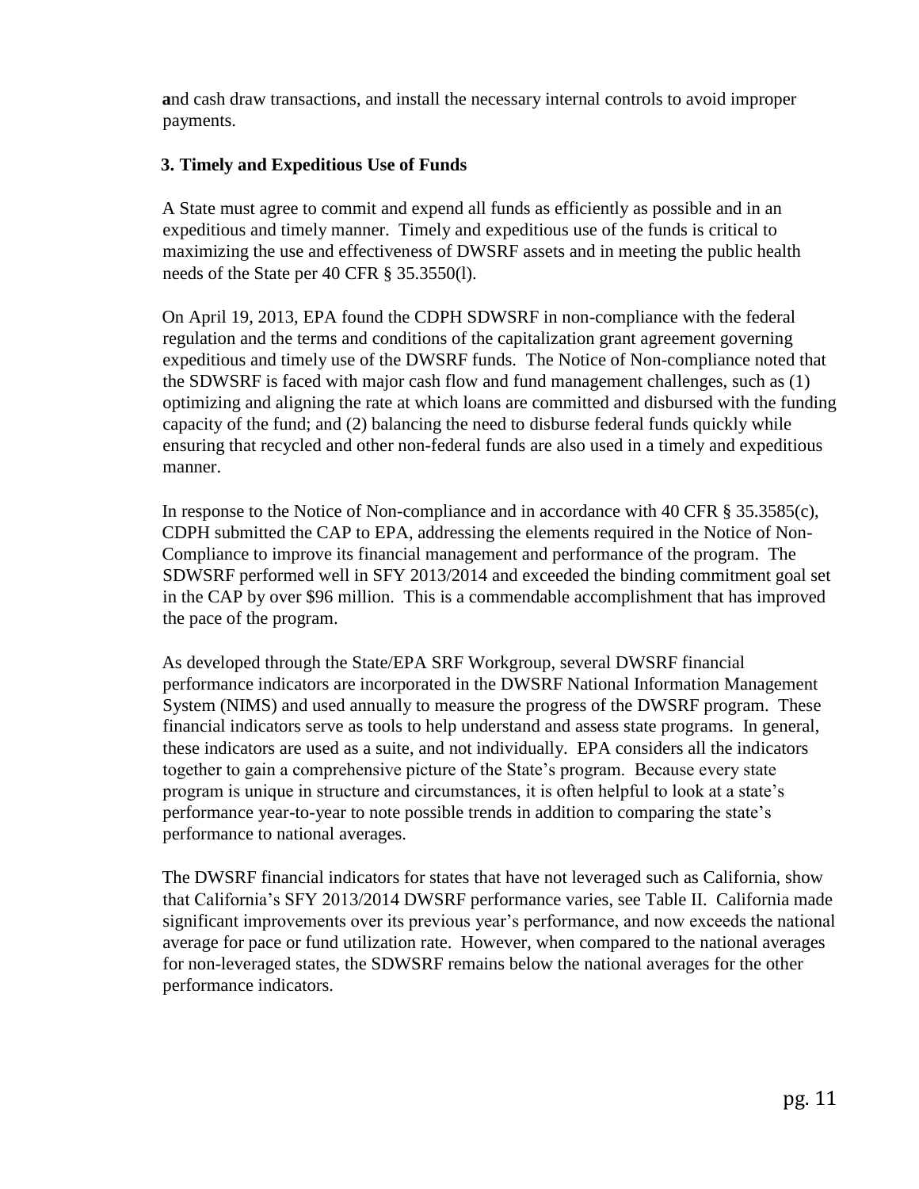and cash draw transactions, and install the necessary internal controls to avoid improper payments.

### 3. Timely and Expeditious Use of Funds

A State must agree to commit and expend all funds as efficiently as possible and in an expeditious and timely manner. Timely and expeditious use of the funds is critical to maximizing the use and effectiveness of DWSRF assets and in meeting the public health needs of the State per 40 CFR § 35.3550(l).

On April 19, 2013, EPA found the CDPH SDWSRF in non-compliance with the federal regulation and the terms and conditions of the capitalization grant agreement governing expeditious and timely use of the DWSRF funds. The Notice of Non-compliance noted that the SDWSRF is faced with major cash flow and fund management challenges, such as (1) optimizing and aligning the rate at which loans are committed and disbursed with the funding capacity of the fund; and (2) balancing the need to disburse federal funds quickly while ensuring that recycled and other non-federal funds are also used in a timely and expeditious manner.

In response to the Notice of Non-compliance and in accordance with 40 CFR § 35.3585(c), CDPH submitted the CAP to EPA, addressing the elements required in the Notice of Non-Compliance to improve its financial management and performance of the program. The SDWSRF performed well in SFY 2013/2014 and exceeded the binding commitment goal set in the CAP by over $96 million. This is a commendable accomplishment that has improved the pace of the program.

As developed through the State/EPA SRF Workgroup, several DWSRF financial performance indicators are incorporated in the DWSRF National Information Management System (NIMS) and used annually to measure the progress of the DWSRF program. These financial indicators serve as tools to help understand and assess state programs. In general, these indicators are used as a suite, and not individually. EPA considers all the indicators together to gain a comprehensive picture of the State's program. Because every state program is unique in structure and circumstances, it is often helpful to look at a state's performance year-to-year to note possible trends in addition to comparing the state's performance to national averages.

The DWSRF financial indicators for states that have not leveraged such as California, show that California's SFY 2013/2014 DWSRF performance varies, see Table II. California made significant improvements over its previous year's performance, and now exceeds the national average for pace or fund utilization rate. However, when compared to the national averages for non-leveraged states, the SDWSRF remains below the national averages for the other performance indicators.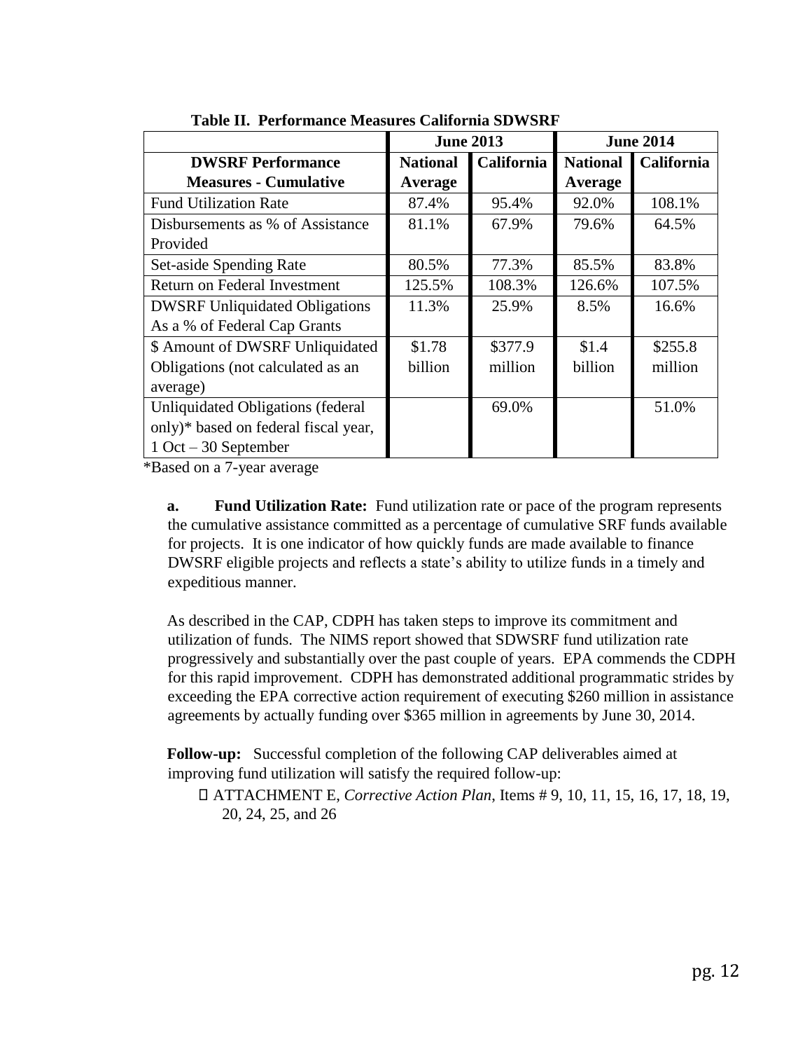**Table II. Performance Measures California SDWSRF**

| | June 2013 | | June 2014 | |
|---|---|---|---|---|
| **DWSRF Performance Measures - Cumulative** | **National Average** | **California** | **National Average** | **California** |
| Fund Utilization Rate | 87.4% | 95.4% | 92.0% | 108.1% |
| Disbursements as % of Assistance Provided | 81.1% | 67.9% | 79.6% | 64.5% |
| Set-aside Spending Rate | 80.5% | 77.3% | 85.5% | 83.8% |
| Return on Federal Investment | 125.5% | 108.3% | 126.6% | 107.5% |
| DWSRF Unliquidated Obligations As a % of Federal Cap Grants | 11.3% | 25.9% | 8.5% | 16.6% |
| $ Amount of DWSRF Unliquidated Obligations (not calculated as an average) | $1.78 billion | $377.9 million | $1.4 billion | $255.8 million |
| Unliquidated Obligations (federal only)* based on federal fiscal year, 1 Oct – 30 September | | 69.0% | | 51.0% |

*Based on a 7-year average

**a. Fund Utilization Rate:** Fund utilization rate or pace of the program represents the cumulative assistance committed as a percentage of cumulative SRF funds available for projects. It is one indicator of how quickly funds are made available to finance DWSRF eligible projects and reflects a state's ability to utilize funds in a timely and expeditious manner.

As described in the CAP, CDPH has taken steps to improve its commitment and utilization of funds. The NIMS report showed that SDWSRF fund utilization rate progressively and substantially over the past couple of years. EPA commends the CDPH for this rapid improvement. CDPH has demonstrated additional programmatic strides by exceeding the EPA corrective action requirement of executing $260 million in assistance agreements by actually funding over $365 million in agreements by June 30, 2014.

**Follow-up:** Successful completion of the following CAP deliverables aimed at improving fund utilization will satisfy the required follow-up:

- ATTACHMENT E, *Corrective Action Plan*, Items # 9, 10, 11, 15, 16, 17, 18, 19, 20, 24, 25, and 26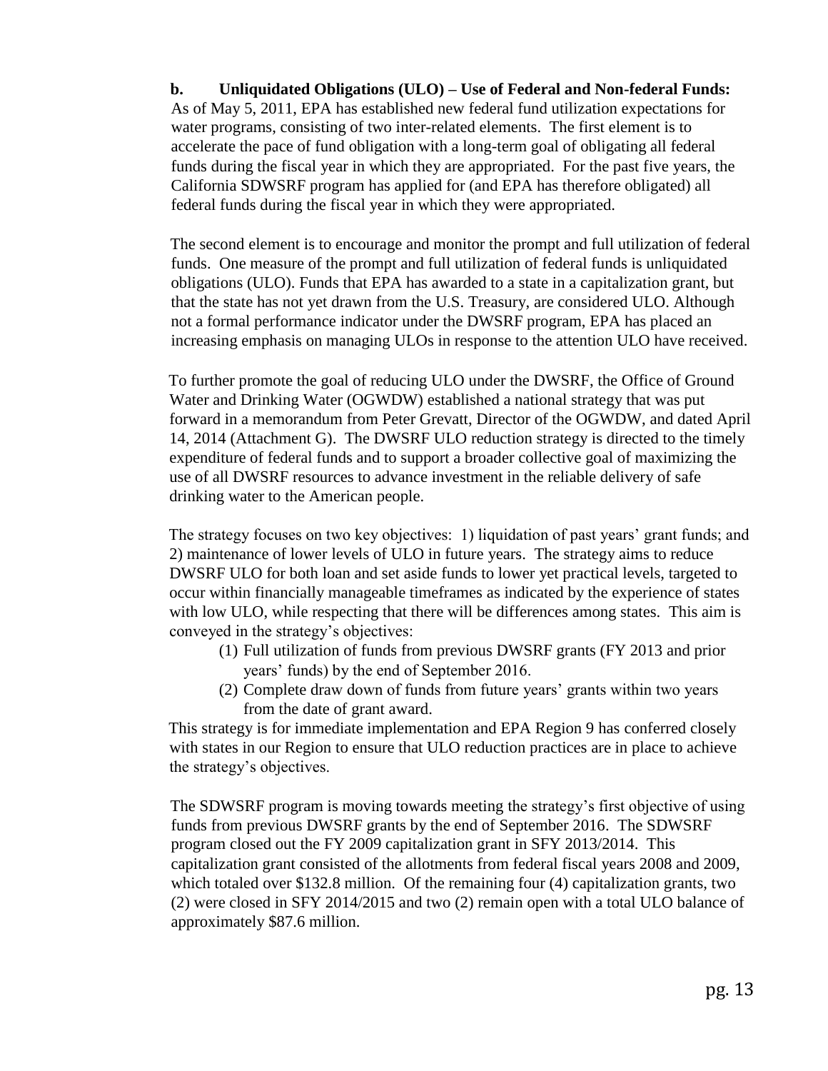**b. Unliquidated Obligations (ULO) – Use of Federal and Non-federal Funds:** As of May 5, 2011, EPA has established new federal fund utilization expectations for water programs, consisting of two inter-related elements. The first element is to accelerate the pace of fund obligation with a long-term goal of obligating all federal funds during the fiscal year in which they are appropriated. For the past five years, the California SDWSRF program has applied for (and EPA has therefore obligated) all federal funds during the fiscal year in which they were appropriated.

The second element is to encourage and monitor the prompt and full utilization of federal funds. One measure of the prompt and full utilization of federal funds is unliquidated obligations (ULO). Funds that EPA has awarded to a state in a capitalization grant, but that the state has not yet drawn from the U.S. Treasury, are considered ULO. Although not a formal performance indicator under the DWSRF program, EPA has placed an increasing emphasis on managing ULOs in response to the attention ULO have received.

To further promote the goal of reducing ULO under the DWSRF, the Office of Ground Water and Drinking Water (OGWDW) established a national strategy that was put forward in a memorandum from Peter Grevatt, Director of the OGWDW, and dated April 14, 2014 (Attachment G). The DWSRF ULO reduction strategy is directed to the timely expenditure of federal funds and to support a broader collective goal of maximizing the use of all DWSRF resources to advance investment in the reliable delivery of safe drinking water to the American people.

The strategy focuses on two key objectives: 1) liquidation of past years' grant funds; and 2) maintenance of lower levels of ULO in future years. The strategy aims to reduce DWSRF ULO for both loan and set aside funds to lower yet practical levels, targeted to occur within financially manageable timeframes as indicated by the experience of states with low ULO, while respecting that there will be differences among states. This aim is conveyed in the strategy's objectives:

(1) Full utilization of funds from previous DWSRF grants (FY 2013 and prior years' funds) by the end of September 2016.
(2) Complete draw down of funds from future years' grants within two years from the date of grant award.

This strategy is for immediate implementation and EPA Region 9 has conferred closely with states in our Region to ensure that ULO reduction practices are in place to achieve the strategy's objectives.

The SDWSRF program is moving towards meeting the strategy's first objective of using funds from previous DWSRF grants by the end of September 2016. The SDWSRF program closed out the FY 2009 capitalization grant in SFY 2013/2014. This capitalization grant consisted of the allotments from federal fiscal years 2008 and 2009, which totaled over $132.8 million. Of the remaining four (4) capitalization grants, two (2) were closed in SFY 2014/2015 and two (2) remain open with a total ULO balance of approximately $87.6 million.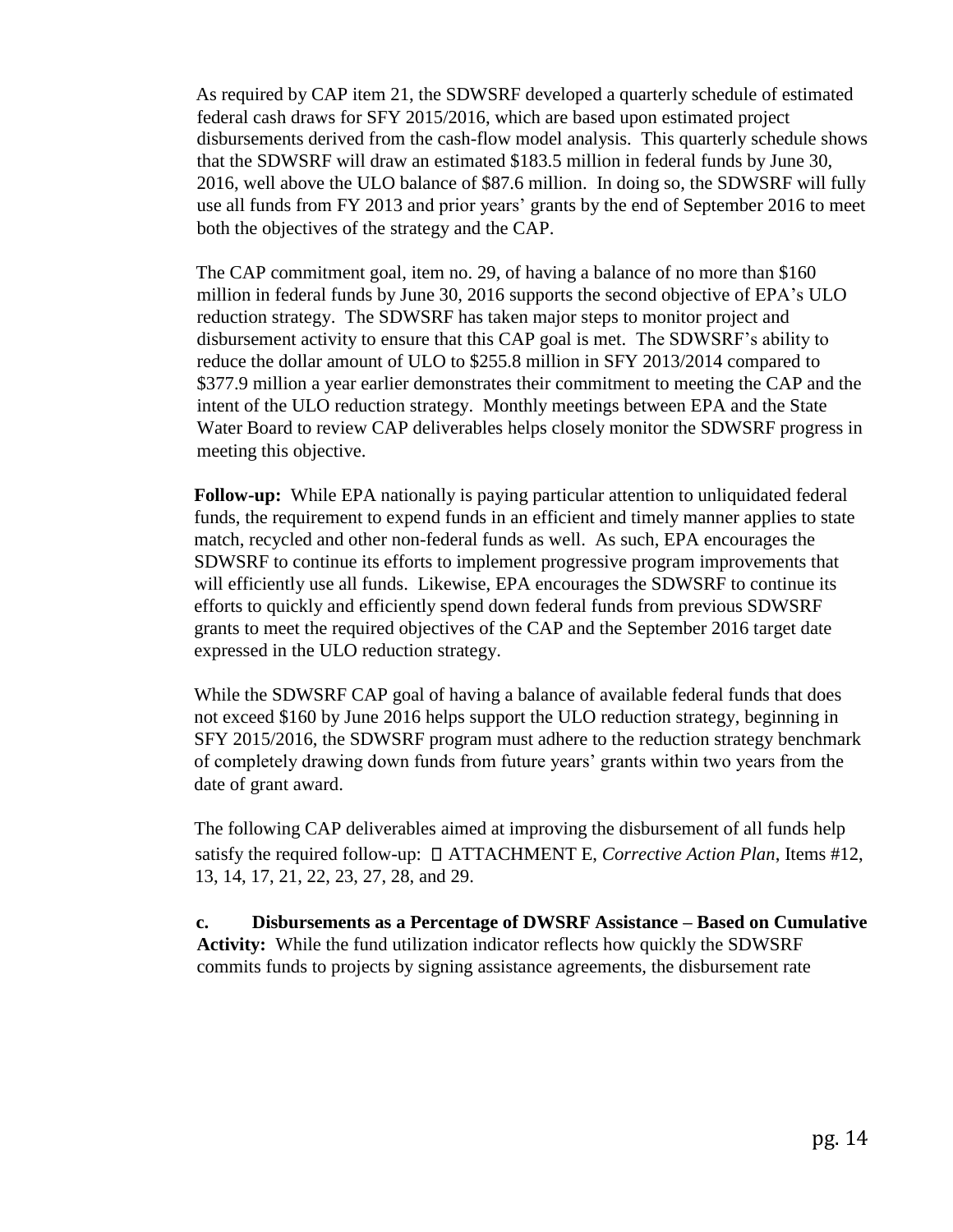As required by CAP item 21, the SDWSRF developed a quarterly schedule of estimated federal cash draws for SFY 2015/2016, which are based upon estimated project disbursements derived from the cash-flow model analysis. This quarterly schedule shows that the SDWSRF will draw an estimated $183.5 million in federal funds by June 30, 2016, well above the ULO balance of $87.6 million. In doing so, the SDWSRF will fully use all funds from FY 2013 and prior years' grants by the end of September 2016 to meet both the objectives of the strategy and the CAP.

The CAP commitment goal, item no. 29, of having a balance of no more than $160 million in federal funds by June 30, 2016 supports the second objective of EPA's ULO reduction strategy. The SDWSRF has taken major steps to monitor project and disbursement activity to ensure that this CAP goal is met. The SDWSRF's ability to reduce the dollar amount of ULO to $255.8 million in SFY 2013/2014 compared to $377.9 million a year earlier demonstrates their commitment to meeting the CAP and the intent of the ULO reduction strategy. Monthly meetings between EPA and the State Water Board to review CAP deliverables helps closely monitor the SDWSRF progress in meeting this objective.

**Follow-up:** While EPA nationally is paying particular attention to unliquidated federal funds, the requirement to expend funds in an efficient and timely manner applies to state match, recycled and other non-federal funds as well. As such, EPA encourages the SDWSRF to continue its efforts to implement progressive program improvements that will efficiently use all funds. Likewise, EPA encourages the SDWSRF to continue its efforts to quickly and efficiently spend down federal funds from previous SDWSRF grants to meet the required objectives of the CAP and the September 2016 target date expressed in the ULO reduction strategy.

While the SDWSRF CAP goal of having a balance of available federal funds that does not exceed $160 by June 2016 helps support the ULO reduction strategy, beginning in SFY 2015/2016, the SDWSRF program must adhere to the reduction strategy benchmark of completely drawing down funds from future years' grants within two years from the date of grant award.

The following CAP deliverables aimed at improving the disbursement of all funds help satisfy the required follow-up:  ATTACHMENT E, *Corrective Action Plan*, Items #12, 13, 14, 17, 21, 22, 23, 27, 28, and 29.

**c. Disbursements as a Percentage of DWSRF Assistance – Based on Cumulative Activity:** While the fund utilization indicator reflects how quickly the SDWSRF commits funds to projects by signing assistance agreements, the disbursement rate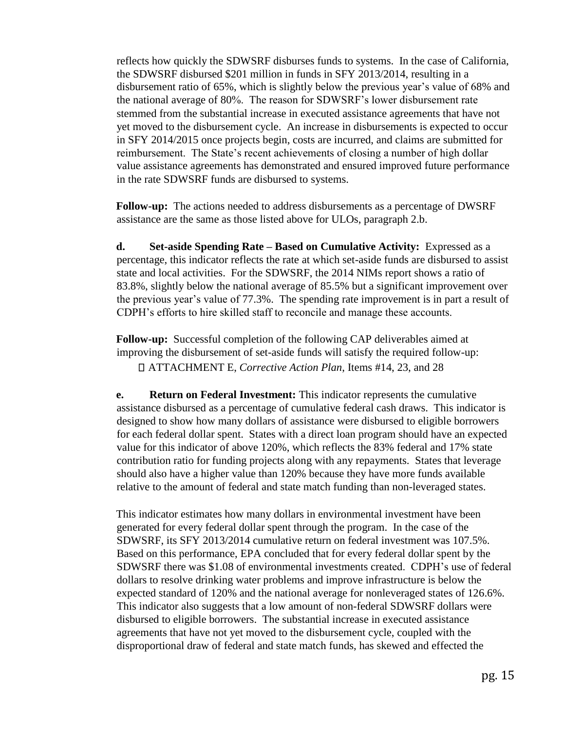reflects how quickly the SDWSRF disburses funds to systems. In the case of California, the SDWSRF disbursed $201 million in funds in SFY 2013/2014, resulting in a disbursement ratio of 65%, which is slightly below the previous year's value of 68% and the national average of 80%. The reason for SDWSRF's lower disbursement rate stemmed from the substantial increase in executed assistance agreements that have not yet moved to the disbursement cycle. An increase in disbursements is expected to occur in SFY 2014/2015 once projects begin, costs are incurred, and claims are submitted for reimbursement. The State's recent achievements of closing a number of high dollar value assistance agreements has demonstrated and ensured improved future performance in the rate SDWSRF funds are disbursed to systems.

**Follow-up:** The actions needed to address disbursements as a percentage of DWSRF assistance are the same as those listed above for ULOs, paragraph 2.b.

**d. Set-aside Spending Rate – Based on Cumulative Activity:** Expressed as a percentage, this indicator reflects the rate at which set-aside funds are disbursed to assist state and local activities. For the SDWSRF, the 2014 NIMs report shows a ratio of 83.8%, slightly below the national average of 85.5% but a significant improvement over the previous year's value of 77.3%. The spending rate improvement is in part a result of CDPH's efforts to hire skilled staff to reconcile and manage these accounts.

**Follow-up:** Successful completion of the following CAP deliverables aimed at improving the disbursement of set-aside funds will satisfy the required follow-up:

- ATTACHMENT E, *Corrective Action Plan*, Items #14, 23, and 28

**e. Return on Federal Investment:** This indicator represents the cumulative assistance disbursed as a percentage of cumulative federal cash draws. This indicator is designed to show how many dollars of assistance were disbursed to eligible borrowers for each federal dollar spent. States with a direct loan program should have an expected value for this indicator of above 120%, which reflects the 83% federal and 17% state contribution ratio for funding projects along with any repayments. States that leverage should also have a higher value than 120% because they have more funds available relative to the amount of federal and state match funding than non-leveraged states.

This indicator estimates how many dollars in environmental investment have been generated for every federal dollar spent through the program. In the case of the SDWSRF, its SFY 2013/2014 cumulative return on federal investment was 107.5%. Based on this performance, EPA concluded that for every federal dollar spent by the SDWSRF there was $1.08 of environmental investments created. CDPH's use of federal dollars to resolve drinking water problems and improve infrastructure is below the expected standard of 120% and the national average for nonleveraged states of 126.6%. This indicator also suggests that a low amount of non-federal SDWSRF dollars were disbursed to eligible borrowers. The substantial increase in executed assistance agreements that have not yet moved to the disbursement cycle, coupled with the disproportional draw of federal and state match funds, has skewed and effected the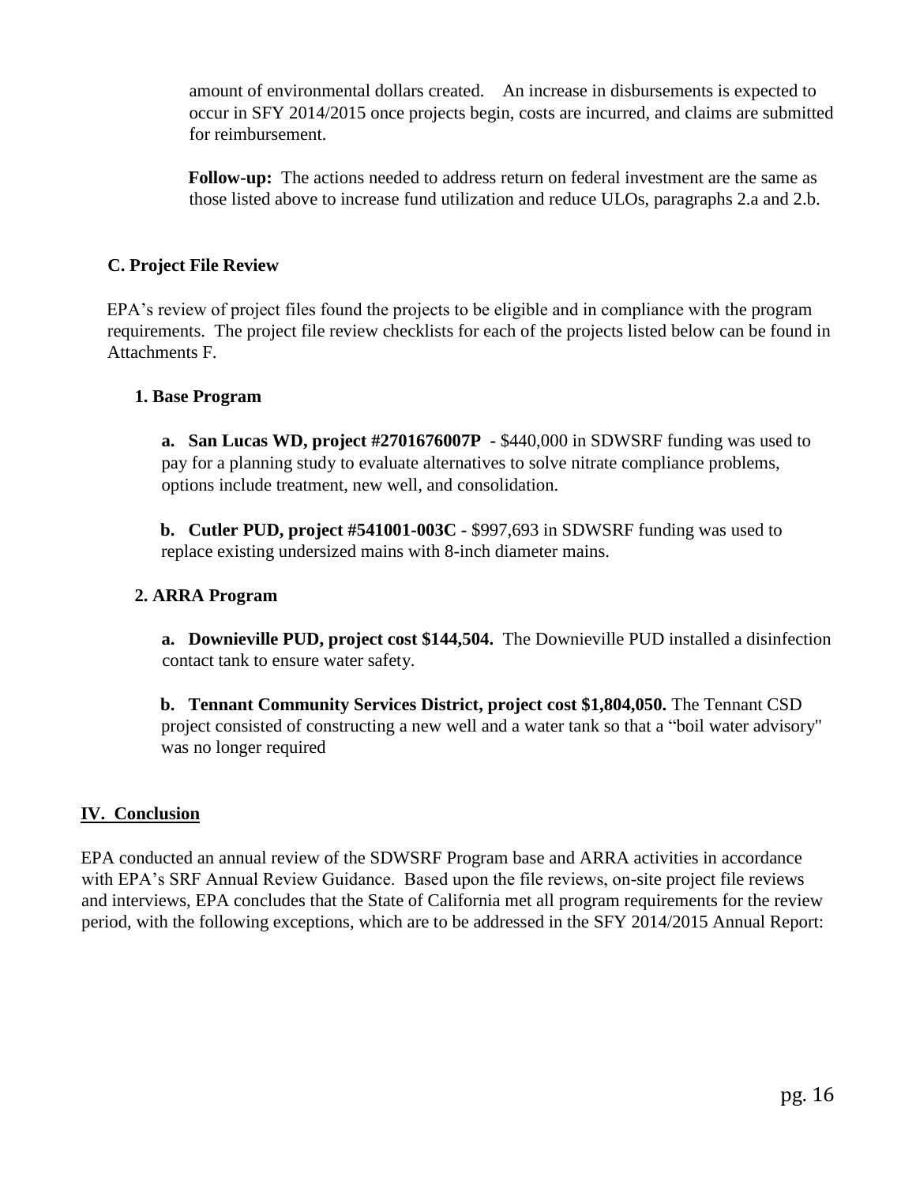amount of environmental dollars created. An increase in disbursements is expected to occur in SFY 2014/2015 once projects begin, costs are incurred, and claims are submitted for reimbursement.

**Follow-up:** The actions needed to address return on federal investment are the same as those listed above to increase fund utilization and reduce ULOs, paragraphs 2.a and 2.b.

### C. Project File Review

EPA's review of project files found the projects to be eligible and in compliance with the program requirements. The project file review checklists for each of the projects listed below can be found in Attachments F.

#### 1. Base Program

**a. San Lucas WD, project #2701676007P -** $440,000 in SDWSRF funding was used to pay for a planning study to evaluate alternatives to solve nitrate compliance problems, options include treatment, new well, and consolidation.

**b. Cutler PUD, project #541001-003C -** $997,693 in SDWSRF funding was used to replace existing undersized mains with 8-inch diameter mains.

#### 2. ARRA Program

**a. Downieville PUD, project cost $144,504.** The Downieville PUD installed a disinfection contact tank to ensure water safety.

**b. Tennant Community Services District, project cost $1,804,050.** The Tennant CSD project consisted of constructing a new well and a water tank so that a "boil water advisory" was no longer required

## IV. Conclusion

EPA conducted an annual review of the SDWSRF Program base and ARRA activities in accordance with EPA's SRF Annual Review Guidance. Based upon the file reviews, on-site project file reviews and interviews, EPA concludes that the State of California met all program requirements for the review period, with the following exceptions, which are to be addressed in the SFY 2014/2015 Annual Report: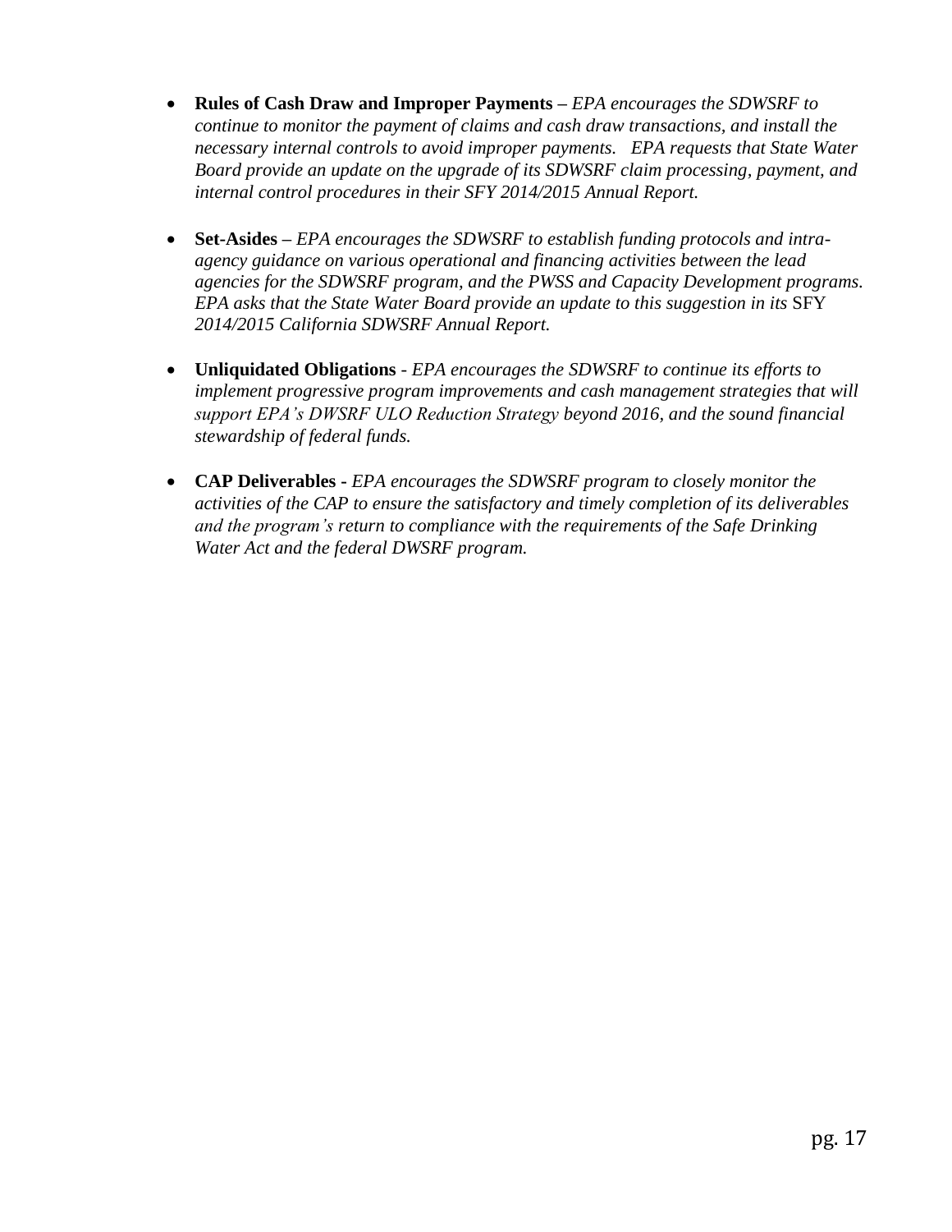- **Rules of Cash Draw and Improper Payments –** *EPA encourages the SDWSRF to continue to monitor the payment of claims and cash draw transactions, and install the necessary internal controls to avoid improper payments. EPA requests that State Water Board provide an update on the upgrade of its SDWSRF claim processing, payment, and internal control procedures in their SFY 2014/2015 Annual Report.*

- **Set-Asides –** *EPA encourages the SDWSRF to establish funding protocols and intra-agency guidance on various operational and financing activities between the lead agencies for the SDWSRF program, and the PWSS and Capacity Development programs. EPA asks that the State Water Board provide an update to this suggestion in its* SFY *2014/2015 California SDWSRF Annual Report.*

- **Unliquidated Obligations** - *EPA encourages the SDWSRF to continue its efforts to implement progressive program improvements and cash management strategies that will support EPA's DWSRF ULO Reduction Strategy beyond 2016, and the sound financial stewardship of federal funds.*

- **CAP Deliverables -** *EPA encourages the SDWSRF program to closely monitor the activities of the CAP to ensure the satisfactory and timely completion of its deliverables and the program's return to compliance with the requirements of the Safe Drinking Water Act and the federal DWSRF program.*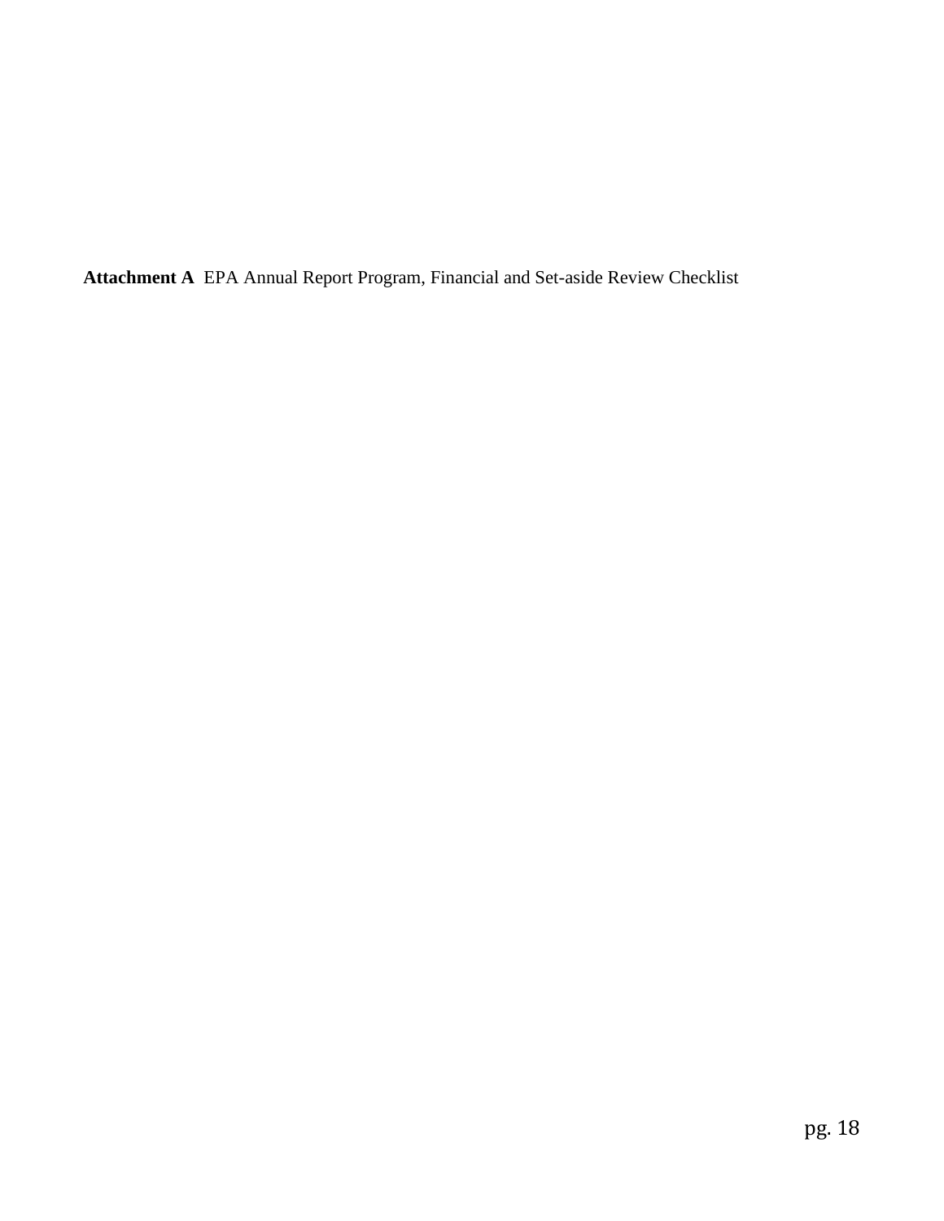**Attachment A** EPA Annual Report Program, Financial and Set-aside Review Checklist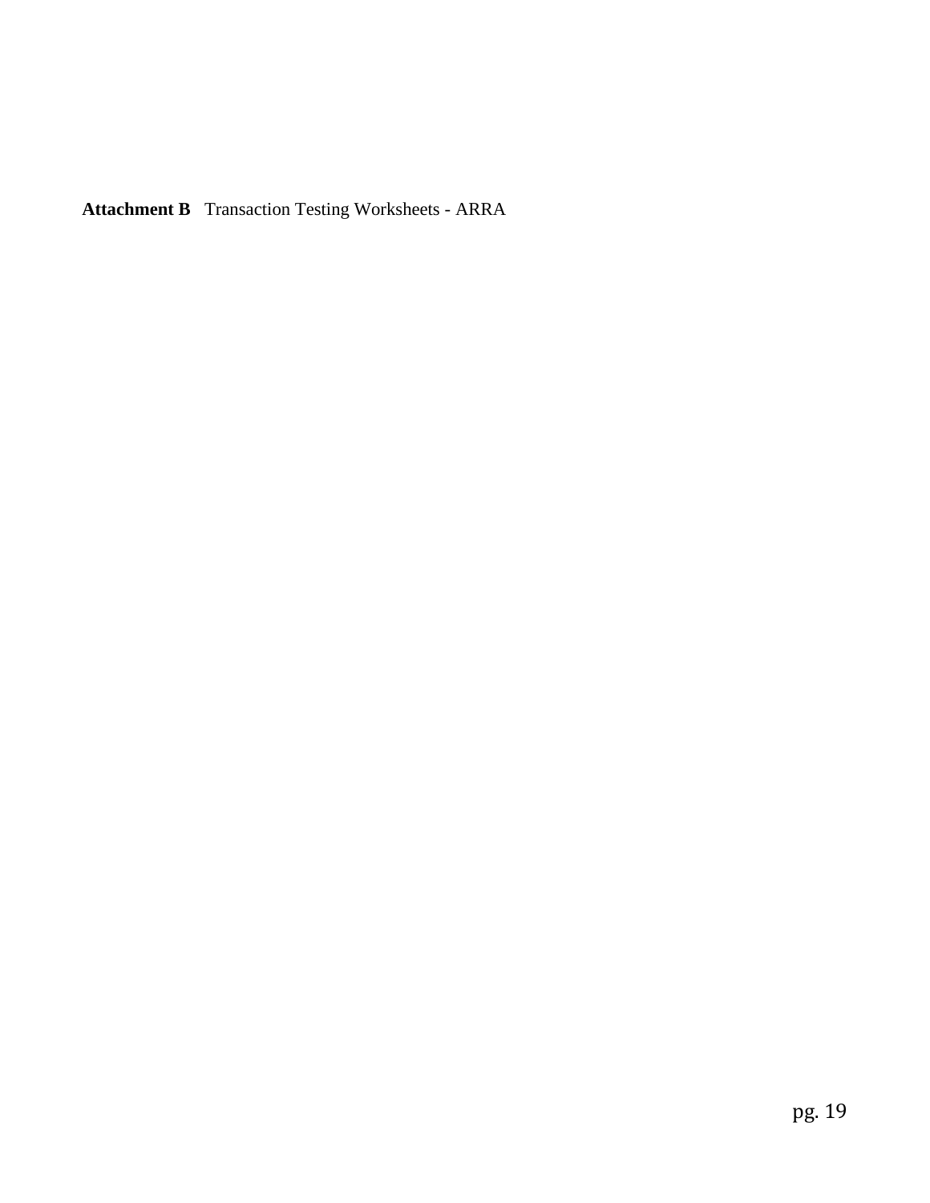**Attachment B** Transaction Testing Worksheets - ARRA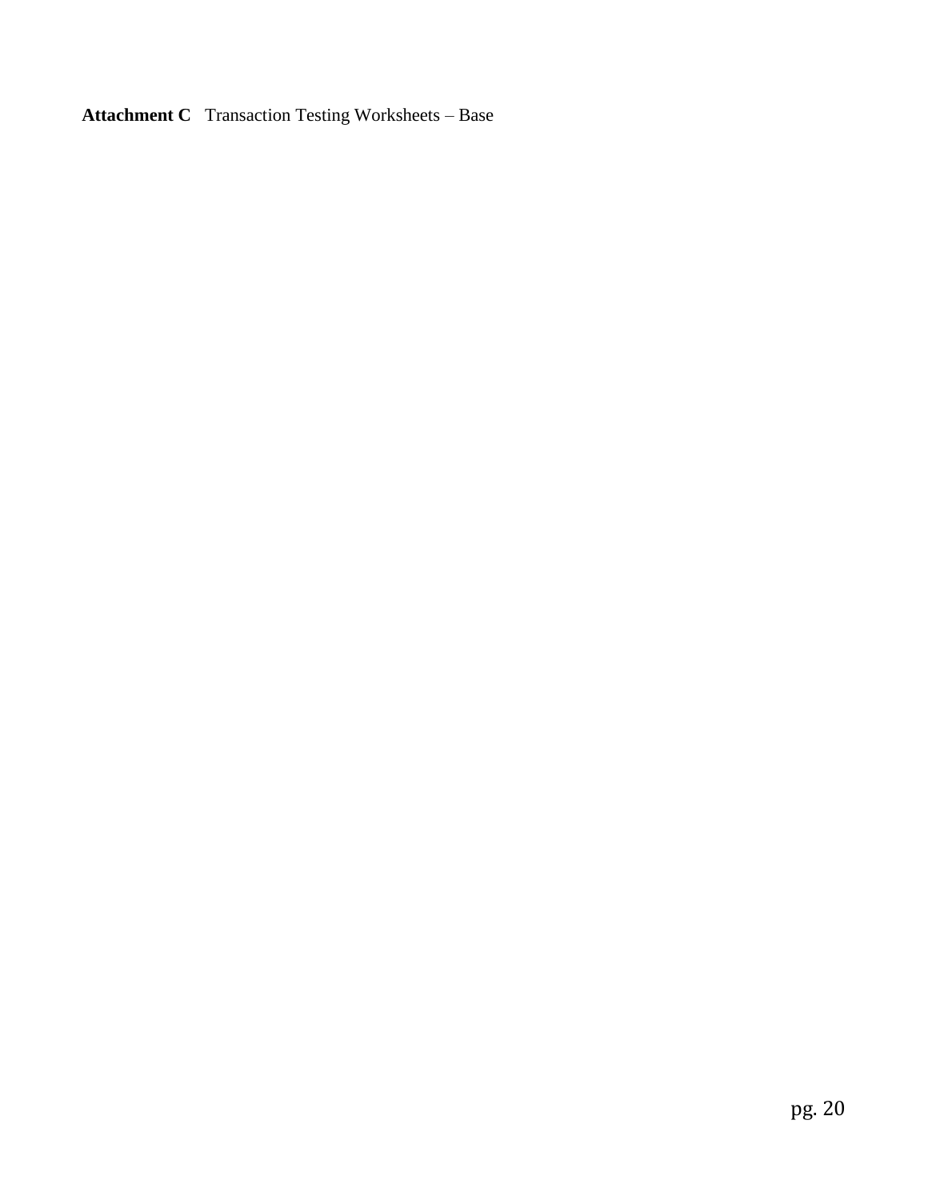**Attachment C** Transaction Testing Worksheets – Base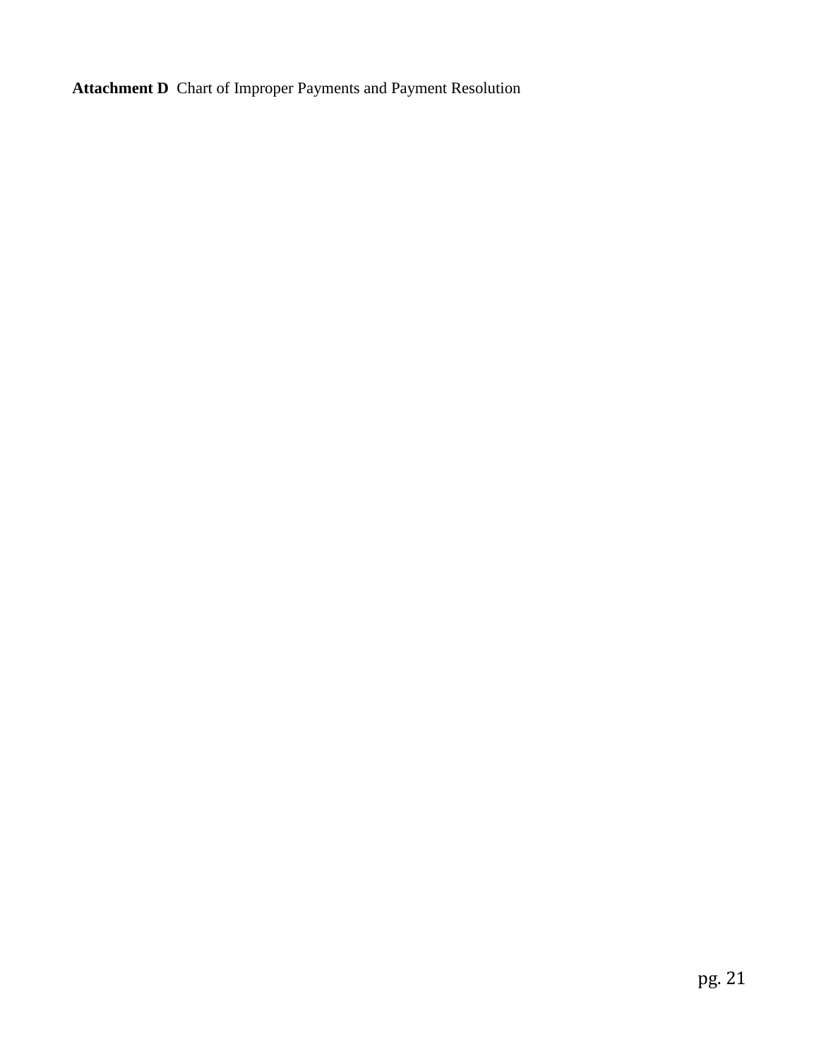**Attachment D** Chart of Improper Payments and Payment Resolution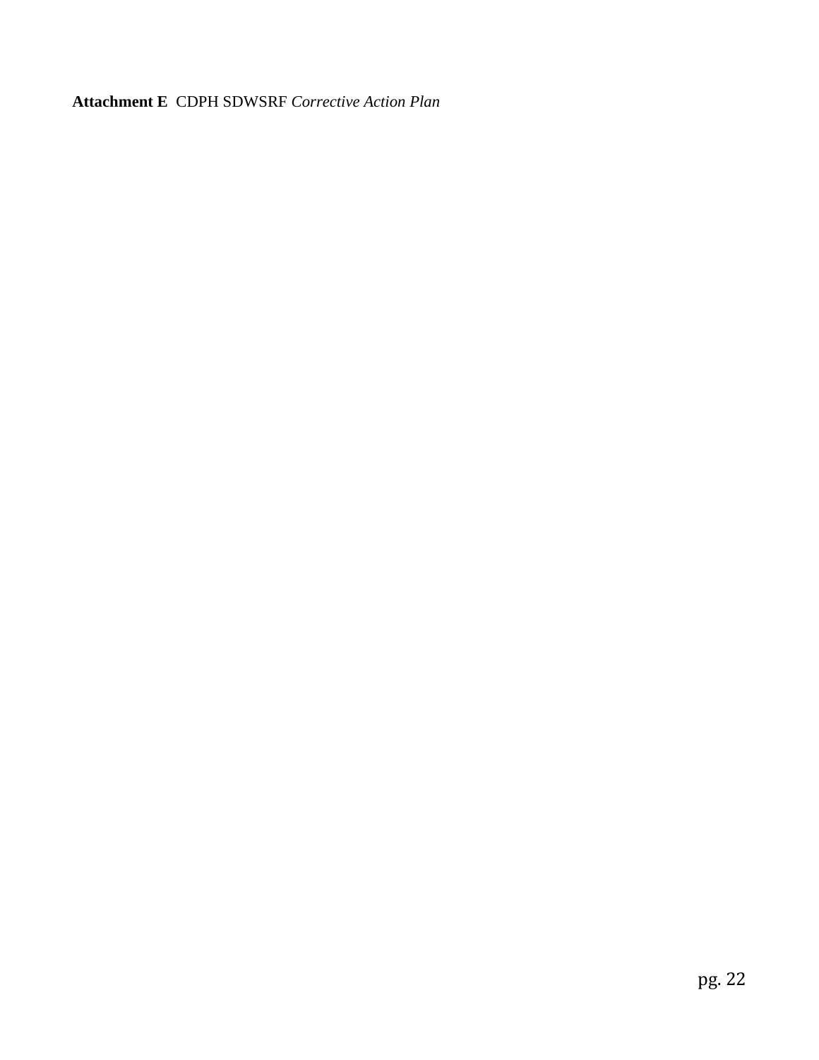**Attachment E** CDPH SDWSRF *Corrective Action Plan*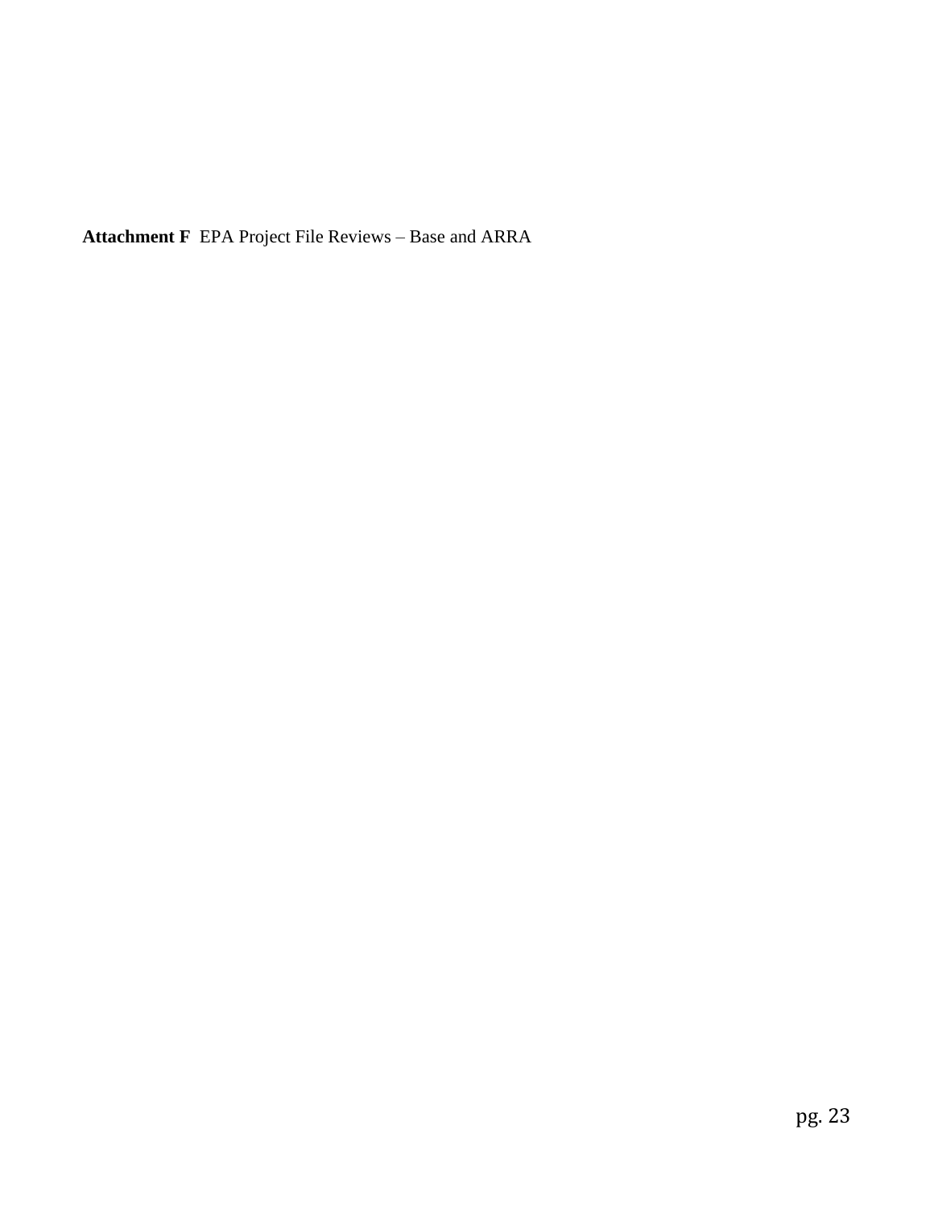**Attachment F** EPA Project File Reviews – Base and ARRA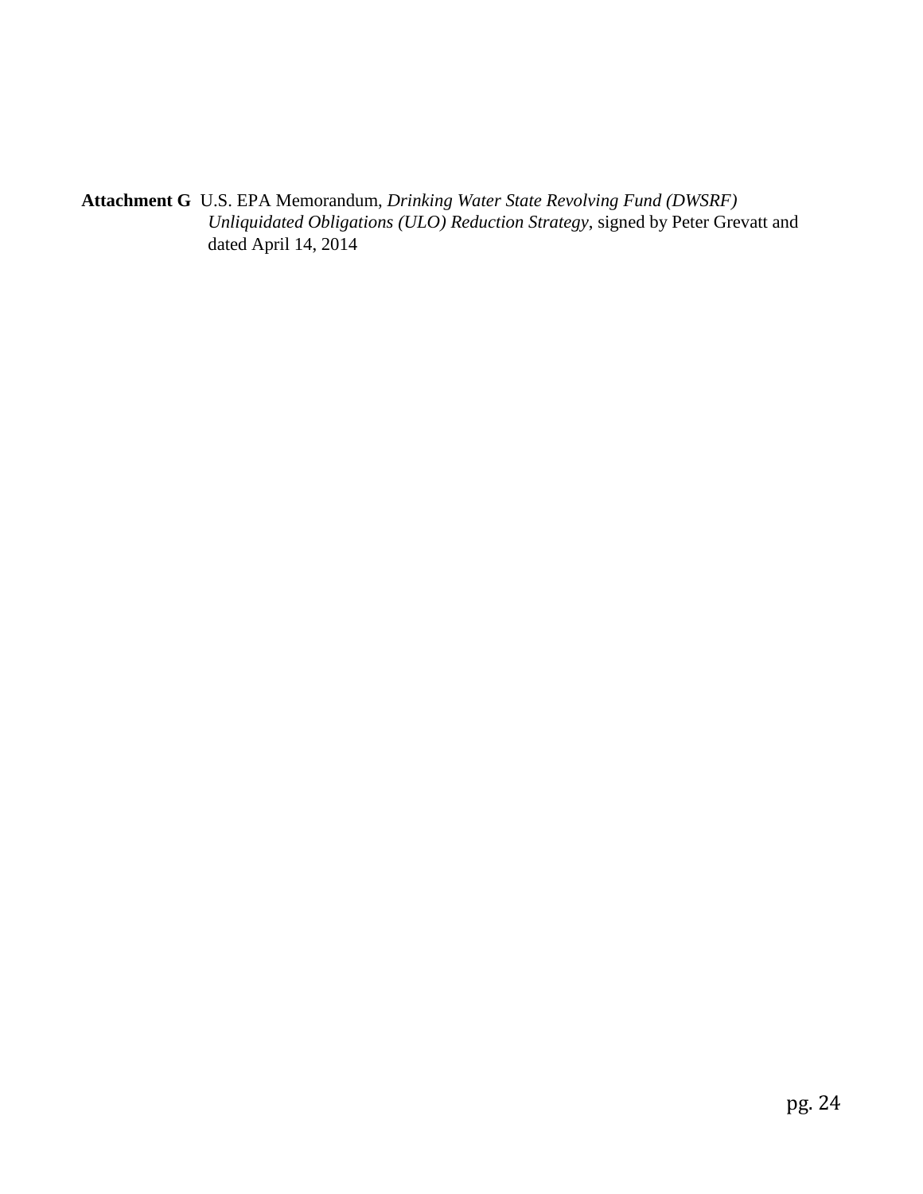**Attachment G** U.S. EPA Memorandum, *Drinking Water State Revolving Fund (DWSRF) Unliquidated Obligations (ULO) Reduction Strategy*, signed by Peter Grevatt and dated April 14, 2014